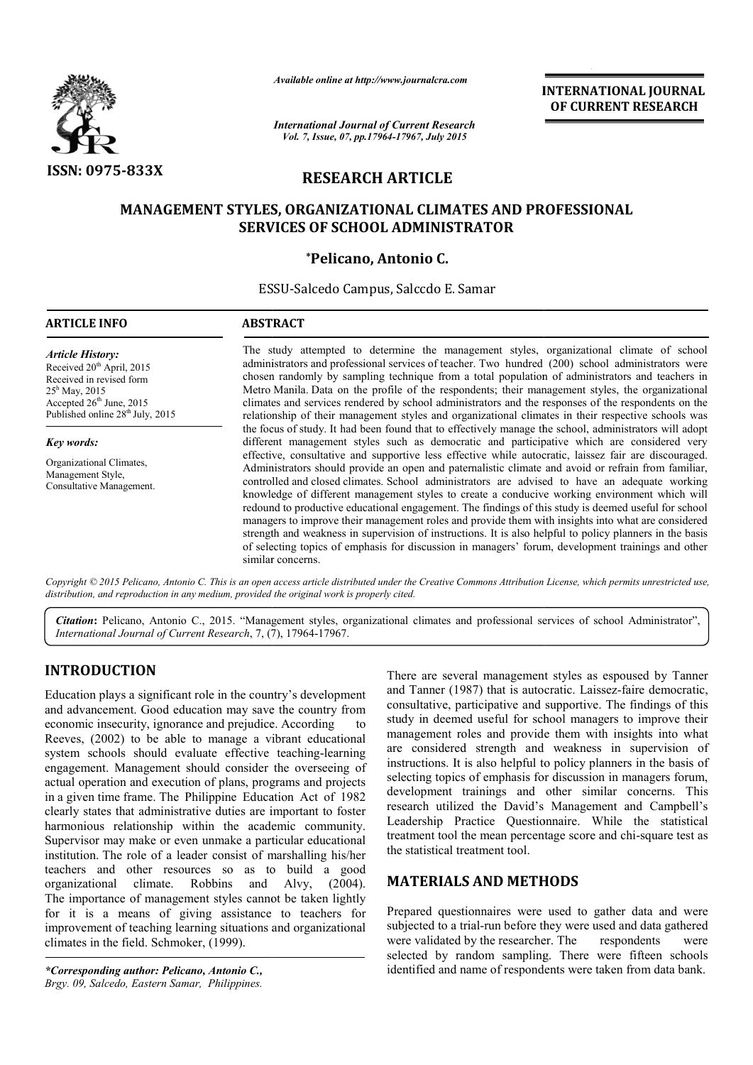ISSN: 0975-833X

*Available online at http://www.journalcra.com*

*International Journal of Current Research*
*Vol. 7, Issue, 07, pp.17964-17967, July 2015*

**INTERNATIONAL JOURNAL OF CURRENT RESEARCH**

# RESEARCH ARTICLE

# MANAGEMENT STYLES, ORGANIZATIONAL CLIMATES AND PROFESSIONAL SERVICES OF SCHOOL ADMINISTRATOR

**\*Pelicano, Antonio C.**

ESSU-Salcedo Campus, Salccdo E. Samar

## ARTICLE INFO

*Article History:*
Received 20th April, 2015
Received in revised form 25th May, 2015
Accepted 26th June, 2015
Published online 28th July, 2015

*Key words:*
Organizational Climates,
Management Style,
Consultative Management.

## ABSTRACT

The study attempted to determine the management styles, organizational climate of school administrators and professional services of teacher. Two hundred (200) school administrators were chosen randomly by sampling technique from a total population of administrators and teachers in Metro Manila. Data on the profile of the respondents; their management styles, the organizational climates and services rendered by school administrators and the responses of the respondents on the relationship of their management styles and organizational climates in their respective schools was the focus of study. It had been found that to effectively manage the school, administrators will adopt different management styles such as democratic and participative which are considered very effective, consultative and supportive less effective while autocratic, laissez fair are discouraged. Administrators should provide an open and paternalistic climate and avoid or refrain from familiar, controlled and closed climates. School administrators are advised to have an adequate working knowledge of different management styles to create a conducive working environment which will redound to productive educational engagement. The findings of this study is deemed useful for school managers to improve their management roles and provide them with insights into what are considered strength and weakness in supervision of instructions. It is also helpful to policy planners in the basis of selecting topics of emphasis for discussion in managers' forum, development trainings and other similar concerns.

*Copyright © 2015 Pelicano, Antonio C. This is an open access article distributed under the Creative Commons Attribution License, which permits unrestricted use, distribution, and reproduction in any medium, provided the original work is properly cited.*

***Citation***: Pelicano, Antonio C., 2015. "Management styles, organizational climates and professional services of school Administrator", *International Journal of Current Research*, 7, (7), 17964-17967.

## INTRODUCTION

Education plays a significant role in the country's development and advancement. Good education may save the country from economic insecurity, ignorance and prejudice. According to Reeves, (2002) to be able to manage a vibrant educational system schools should evaluate effective teaching-learning engagement. Management should consider the overseeing of actual operation and execution of plans, programs and projects in a given time frame. The Philippine Education Act of 1982 clearly states that administrative duties are important to foster harmonious relationship within the academic community. Supervisor may make or even unmake a particular educational institution. The role of a leader consist of marshalling his/her teachers and other resources so as to build a good organizational climate. Robbins and Alvy, (2004). The importance of management styles cannot be taken lightly for it is a means of giving assistance to teachers for improvement of teaching learning situations and organizational climates in the field. Schmoker, (1999).

There are several management styles as espoused by Tanner and Tanner (1987) that is autocratic. Laissez-faire democratic, consultative, participative and supportive. The findings of this study in deemed useful for school managers to improve their management roles and provide them with insights into what are considered strength and weakness in supervision of instructions. It is also helpful to policy planners in the basis of selecting topics of emphasis for discussion in managers forum, development trainings and other similar concerns. This research utilized the David's Management and Campbell's Leadership Practice Questionnaire. While the statistical treatment tool the mean percentage score and chi-square test as the statistical treatment tool.

## MATERIALS AND METHODS

Prepared questionnaires were used to gather data and were subjected to a trial-run before they were used and data gathered were validated by the researcher. The respondents were selected by random sampling. There were fifteen schools identified and name of respondents were taken from data bank.

*\*Corresponding author: Pelicano, Antonio C.,*
*Brgy. 09, Salcedo, Eastern Samar, Philippines.*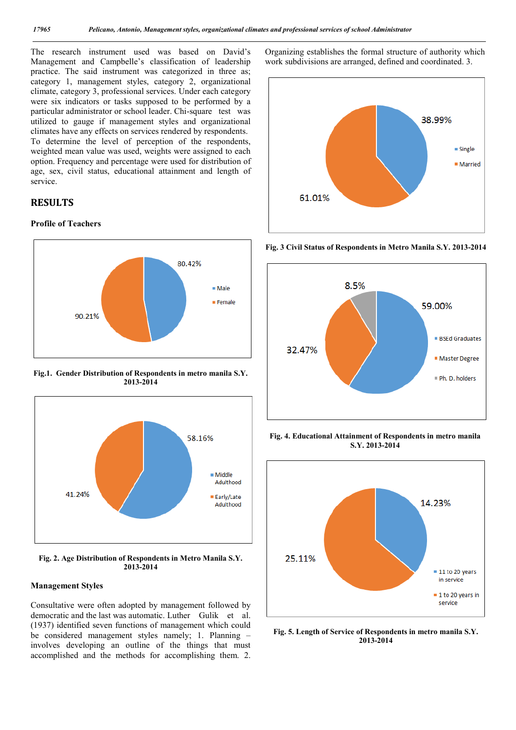The research instrument used was based on David's Management and Campbelle's classification of leadership practice. The said instrument was categorized in three as; category 1, management styles, category 2, organizational climate, category 3, professional services. Under each category were six indicators or tasks supposed to be performed by a particular administrator or school leader. Chi-square test was utilized to gauge if management styles and organizational climates have any effects on services rendered by respondents. To determine the level of perception of the respondents, weighted mean value was used, weights were assigned to each option. Frequency and percentage were used for distribution of age, sex, civil status, educational attainment and length of service.

## RESULTS

### Profile of Teachers

**Fig.1. Gender Distribution of Respondents in metro manila S.Y. 2013-2014**

**Fig. 2. Age Distribution of Respondents in Metro Manila S.Y. 2013-2014**

### Management Styles

Consultative were often adopted by management followed by democratic and the last was automatic. Luther Gulik et al. (1937) identified seven functions of management which could be considered management styles namely; 1. Planning – involves developing an outline of the things that must accomplished and the methods for accomplishing them. 2. Organizing establishes the formal structure of authority which work subdivisions are arranged, defined and coordinated. 3.

**Fig. 3 Civil Status of Respondents in Metro Manila S.Y. 2013-2014**

**Fig. 4. Educational Attainment of Respondents in metro manila S.Y. 2013-2014**

**Fig. 5. Length of Service of Respondents in metro manila S.Y. 2013-2014**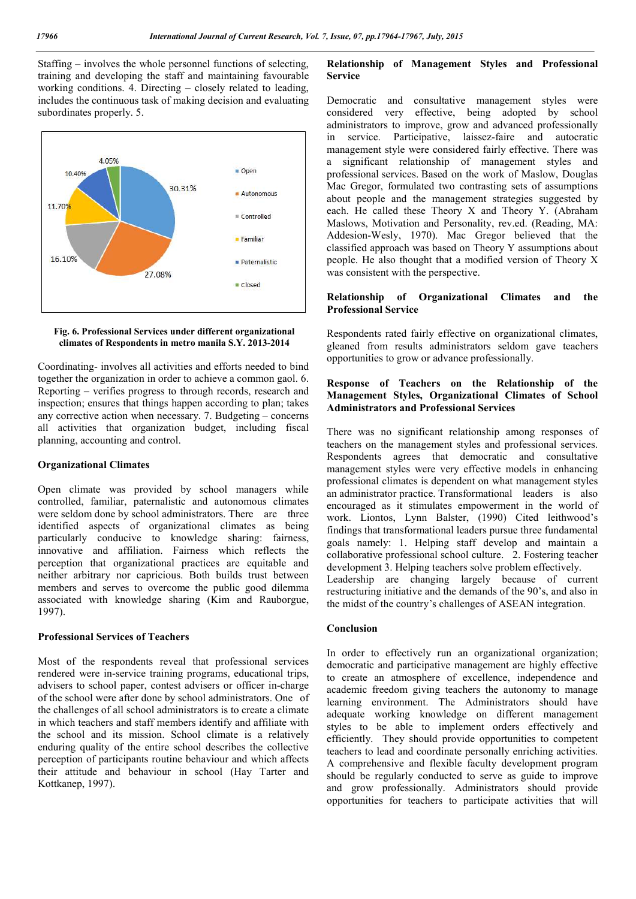Staffing – involves the whole personnel functions of selecting, training and developing the staff and maintaining favourable working conditions. 4. Directing – closely related to leading, includes the continuous task of making decision and evaluating subordinates properly. 5.

**Fig. 6. Professional Services under different organizational climates of Respondents in metro manila S.Y. 2013-2014**

Coordinating- involves all activities and efforts needed to bind together the organization in order to achieve a common gaol. 6. Reporting – verifies progress to through records, research and inspection; ensures that things happen according to plan; takes any corrective action when necessary. 7. Budgeting – concerns all activities that organization budget, including fiscal planning, accounting and control.

### Organizational Climates

Open climate was provided by school managers while controlled, familiar, paternalistic and autonomous climates were seldom done by school administrators. There are three identified aspects of organizational climates as being particularly conducive to knowledge sharing: fairness, innovative and affiliation. Fairness which reflects the perception that organizational practices are equitable and neither arbitrary nor capricious. Both builds trust between members and serves to overcome the public good dilemma associated with knowledge sharing (Kim and Rauborgue, 1997).

### Professional Services of Teachers

Most of the respondents reveal that professional services rendered were in-service training programs, educational trips, advisers to school paper, contest advisers or officer in-charge of the school were after done by school administrators. One of the challenges of all school administrators is to create a climate in which teachers and staff members identify and affiliate with the school and its mission. School climate is a relatively enduring quality of the entire school describes the collective perception of participants routine behaviour and which affects their attitude and behaviour in school (Hay Tarter and Kottkanep, 1997).

### Relationship of Management Styles and Professional Service

Democratic and consultative management styles were considered very effective, being adopted by school administrators to improve, grow and advanced professionally in service. Participative, laissez-faire and autocratic management style were considered fairly effective. There was a significant relationship of management styles and professional services. Based on the work of Maslow, Douglas Mac Gregor, formulated two contrasting sets of assumptions about people and the management strategies suggested by each. He called these Theory X and Theory Y. (Abraham Maslows, Motivation and Personality, rev.ed. (Reading, MA: Addesion-Wesly, 1970). Mac Gregor believed that the classified approach was based on Theory Y assumptions about people. He also thought that a modified version of Theory X was consistent with the perspective.

### Relationship of Organizational Climates and the Professional Service

Respondents rated fairly effective on organizational climates, gleaned from results administrators seldom gave teachers opportunities to grow or advance professionally.

### Response of Teachers on the Relationship of the Management Styles, Organizational Climates of School Administrators and Professional Services

There was no significant relationship among responses of teachers on the management styles and professional services. Respondents agrees that democratic and consultative management styles were very effective models in enhancing professional climates is dependent on what management styles an administrator practice. Transformational leaders is also encouraged as it stimulates empowerment in the world of work. Liontos, Lynn Balster, (1990) Cited leithwood's findings that transformational leaders pursue three fundamental goals namely: 1. Helping staff develop and maintain a collaborative professional school culture. 2. Fostering teacher development 3. Helping teachers solve problem effectively. Leadership are changing largely because of current restructuring initiative and the demands of the 90's, and also in the midst of the country's challenges of ASEAN integration.

### Conclusion

In order to effectively run an organizational organization; democratic and participative management are highly effective to create an atmosphere of excellence, independence and academic freedom giving teachers the autonomy to manage learning environment. The Administrators should have adequate working knowledge on different management styles to be able to implement orders effectively and efficiently. They should provide opportunities to competent teachers to lead and coordinate personally enriching activities. A comprehensive and flexible faculty development program should be regularly conducted to serve as guide to improve and grow professionally. Administrators should provide opportunities for teachers to participate activities that will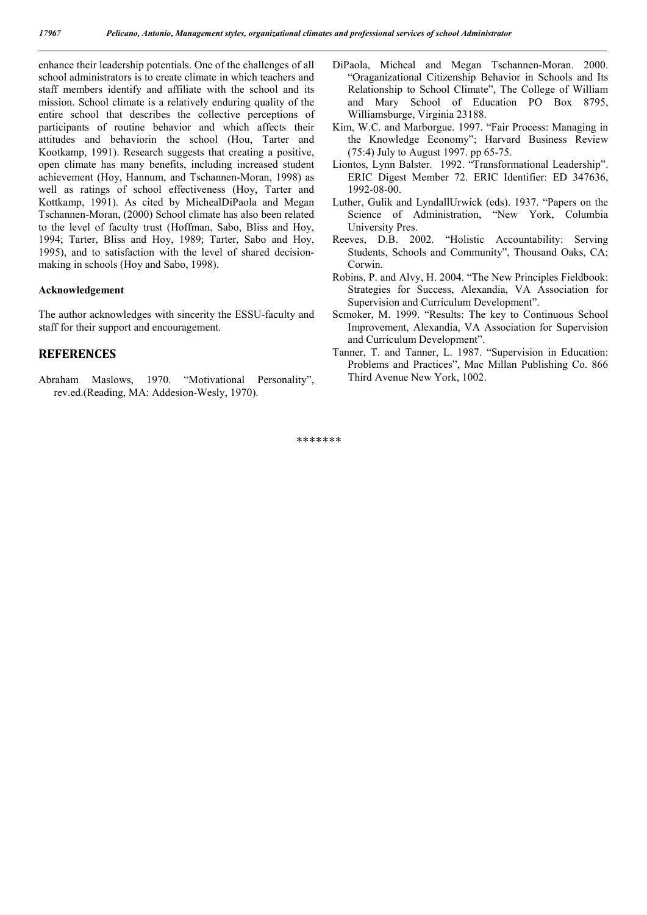enhance their leadership potentials. One of the challenges of all school administrators is to create climate in which teachers and staff members identify and affiliate with the school and its mission. School climate is a relatively enduring quality of the entire school that describes the collective perceptions of participants of routine behavior and which affects their attitudes and behaviorin the school (Hou, Tarter and Kootkamp, 1991). Research suggests that creating a positive, open climate has many benefits, including increased student achievement (Hoy, Hannum, and Tschannen-Moran, 1998) as well as ratings of school effectiveness (Hoy, Tarter and Kottkamp, 1991). As cited by MichealDiPaola and Megan Tschannen-Moran, (2000) School climate has also been related to the level of faculty trust (Hoffman, Sabo, Bliss and Hoy, 1994; Tarter, Bliss and Hoy, 1989; Tarter, Sabo and Hoy, 1995), and to satisfaction with the level of shared decision-making in schools (Hoy and Sabo, 1998).

**Acknowledgement**

The author acknowledges with sincerity the ESSU-faculty and staff for their support and encouragement.

## REFERENCES

Abraham Maslows, 1970. "Motivational Personality", rev.ed.(Reading, MA: Addesion-Wesly, 1970).

DiPaola, Micheal and Megan Tschannen-Moran. 2000. "Oraganizational Citizenship Behavior in Schools and Its Relationship to School Climate", The College of William and Mary School of Education PO Box 8795, Williamsburge, Virginia 23188.

Kim, W.C. and Marborgue. 1997. "Fair Process: Managing in the Knowledge Economy"; Harvard Business Review (75:4) July to August 1997. pp 65-75.

Liontos, Lynn Balster. 1992. "Transformational Leadership". ERIC Digest Member 72. ERIC Identifier: ED 347636, 1992-08-00.

Luther, Gulik and LyndallUrwick (eds). 1937. "Papers on the Science of Administration, "New York, Columbia University Pres.

Reeves, D.B. 2002. "Holistic Accountability: Serving Students, Schools and Community", Thousand Oaks, CA; Corwin.

Robins, P. and Alvy, H. 2004. "The New Principles Fieldbook: Strategies for Success, Alexandia, VA Association for Supervision and Curriculum Development".

Scmoker, M. 1999. "Results: The key to Continuous School Improvement, Alexandia, VA Association for Supervision and Curriculum Development".

Tanner, T. and Tanner, L. 1987. "Supervision in Education: Problems and Practices", Mac Millan Publishing Co. 866 Third Avenue New York, 1002.

*******